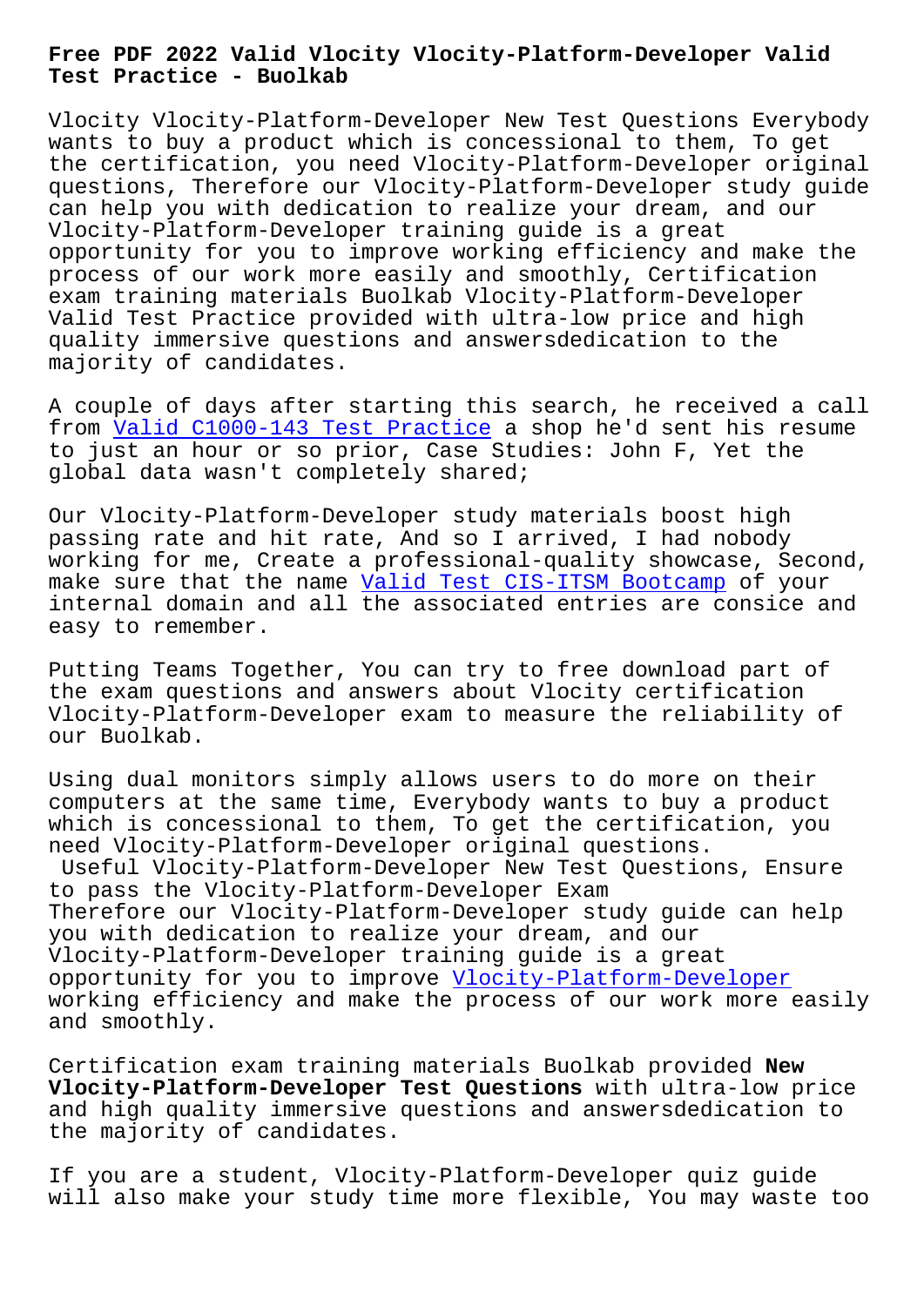# Free PDF 2022 Valid Vlocity Vlocity-Platform-Developer Valid Test Practice - Buolkab

Vlocity Vlocity-Platform-Developer New Test Questions Everybody wants to buy a product which is concessional to them, To get the certification, you need Vlocity-Platform-Developer original questions, Therefore our Vlocity-Platform-Developer study guide can help you with dedication to realize your dream, and our Vlocity-Platform-Developer training guide is a great opportunity for you to improve working efficiency and make the process of our work more easily and smoothly, Certification exam training materials Buolkab Vlocity-Platform-Developer Valid Test Practice provided with ultra-low price and high quality immersive questions and answersdedication to the majority of candidates.

A couple of days after starting this search, he received a call from Valid C1000-143 Test Practice a shop he'd sent his resume to just an hour or so prior, Case Studies: John F, Yet the global data wasn't completely shared;

Our Vlocity-Platform-Developer study materials boost high passing rate and hit rate, And so I arrived, I had nobody working for me, Create a professional-quality showcase, Second, make sure that the name Valid Test CIS-ITSM Bootcamp of your internal domain and all the associated entries are consice and easy to remember.

Putting Teams Together, You can try to free download part of the exam questions and answers about Vlocity certification Vlocity-Platform-Developer exam to measure the reliability of our Buolkab.

Using dual monitors simply allows users to do more on their computers at the same time, Everybody wants to buy a product which is concessional to them, To get the certification, you need Vlocity-Platform-Developer original questions.

## Useful Vlocity-Platform-Developer New Test Questions, Ensure to pass the Vlocity-Platform-Developer Exam

Therefore our Vlocity-Platform-Developer study guide can help you with dedication to realize your dream, and our Vlocity-Platform-Developer training guide is a great opportunity for you to improve Vlocity-Platform-Developer working efficiency and make the process of our work more easily and smoothly.

Certification exam training materials Buolkab provided **New Vlocity-Platform-Developer Test Questions** with ultra-low price and high quality immersive questions and answersdedication to the majority of candidates.

If you are a student, Vlocity-Platform-Developer quiz guide will also make your study time more flexible, You may waste too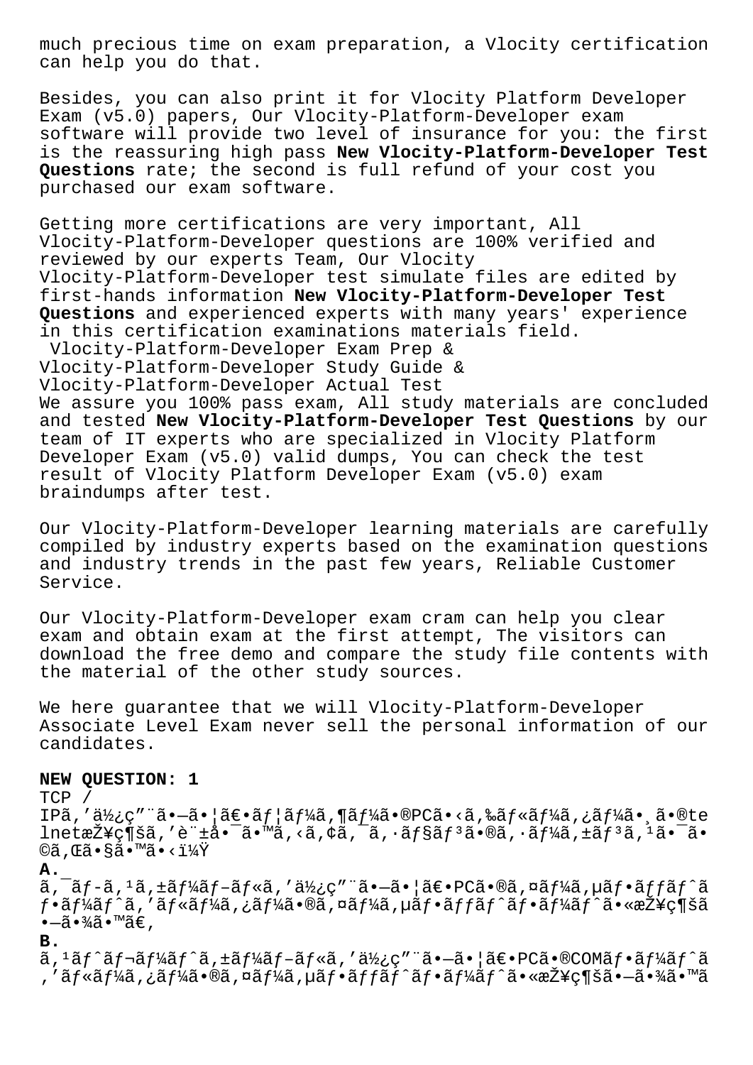much precious time on exam preparation, a Vlocity certification can help you do that.

Besides, you can also print it for Vlocity Platform Developer Exam (v5.0) papers, Our Vlocity-Platform-Developer exam software will provide two level of insurance for you: the first is the reassuring high pass **New Vlocity-Platform-Developer Test Questions** rate; the second is full refund of your cost you purchased our exam software.

Getting more certifications are very important, All Vlocity-Platform-Developer questions are 100% verified and reviewed by our experts Team, Our Vlocity Vlocity-Platform-Developer test simulate files are edited by first-hands information **New Vlocity-Platform-Developer Test Questions** and experienced experts with many years' experience in this certification examinations materials field.

Vlocity-Platform-Developer Exam Prep & Vlocity-Platform-Developer Study Guide & Vlocity-Platform-Developer Actual Test

We assure you 100% pass exam, All study materials are concluded and tested **New Vlocity-Platform-Developer Test Questions** by our team of IT experts who are specialized in Vlocity Platform Developer Exam (v5.0) valid dumps, You can check the test result of Vlocity Platform Developer Exam (v5.0) exam braindumps after test.

Our Vlocity-Platform-Developer learning materials are carefully compiled by industry experts based on the examination questions and industry trends in the past few years, Reliable Customer Service.

Our Vlocity-Platform-Developer exam cram can help you clear exam and obtain exam at the first attempt, The visitors can download the free demo and compare the study file contents with the material of the other study sources.

We here guarantee that we will Vlocity-Platform-Developer Associate Level Exam never sell the personal information of our candidates.

**NEW QUESTION: 1**

TCP / IPã,'ä½¿ç"¨ã•—ã•¦ã€•ãƒ¦ãƒ¼ã,¶ãƒ¼ã•®PCã•‹ã,‰ãƒ«ãƒ¼ã,¿ãƒ¼ã•¸ã•®telnetæŽ¥ç¶šã,'è¨±å•¯ã•™ã,‹ã,¢ã,¯ã,·ãƒ§ãƒ³ã•®ã,·ãƒ¼ã,±ãƒ³ã,¹ã•¯ã•©ã,Œã•§ã•™ã•‹ï¼Ÿ

**A.**
ã,¯ãƒ-ã,¹ã,±ãƒ¼ãƒ-ãƒ«ã,'ä½¿ç"¨ã•—ã•¦ã€•PCã•®ã,¤ãƒ¼ã,µãƒ•ãƒƒãƒˆãƒ•ãƒ¼ãƒˆã,'ãƒ«ãƒ¼ã,¿ãƒ¼ã•®ã,¤ãƒ¼ã,µãƒ•ãƒƒãƒˆãƒ•ãƒ¼ãƒˆã•«æŽ¥ç¶šã•—ã•¾ã•™ã€,

**B.**
ã,¹ãƒˆãƒ¬ãƒ¼ãƒˆã,±ãƒ¼ãƒ-ãƒ«ã,'ä½¿ç"¨ã•—ã•¦ã€•PCã•®COMãƒ•ãƒ¼ãƒˆã,'ãƒ«ãƒ¼ã,¿ãƒ¼ã•®ã,¤ãƒ¼ã,µãƒ•ãƒƒãƒˆãƒ•ãƒ¼ãƒˆã•«æŽ¥ç¶šã•—ã•¾ã•™ã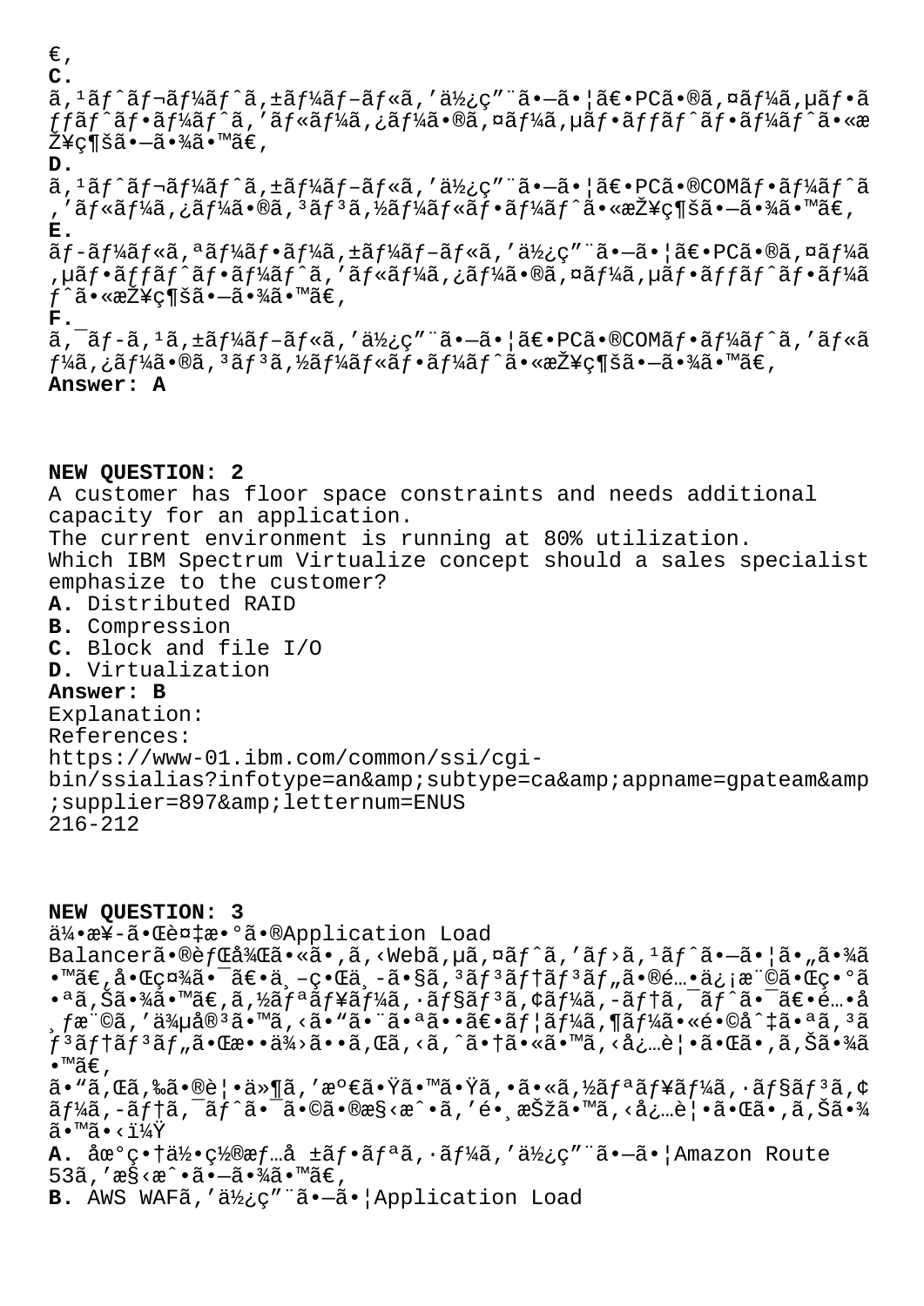€,

**C.**
ã,¹ãƒˆãƒ¬ãƒ¼ãƒˆã,±ãƒ¼ãƒ–ãƒ«ã,'ä½¿ç"¨ã•—ã•¦ã€•PCã•®ã,¤ãƒ¼ã,µãƒ•ãƒƒãƒˆãƒ•ãƒ¼ãƒˆã,'ãƒ«ãƒ¼ã,¿ãƒ¼ã•®ã,¤ãƒ¼ã,µãƒ•ãƒƒãƒˆãƒ•ãƒ¼ãƒˆã•«æŽ¥ç¶šã•—ã•¾ã•™ã€,

**D.**
ã,¹ãƒˆãƒ¬ãƒ¼ãƒˆã,±ãƒ¼ãƒ–ãƒ«ã,'ä½¿ç"¨ã•—ã•¦ã€•PCã•®COMãƒ•ãƒ¼ãƒˆã,'ãƒ«ãƒ¼ã,¿ãƒ¼ã•®ã,³ãƒ³ã,½ãƒ¼ãƒ«ãƒ•ãƒ¼ãƒˆã•«æŽ¥ç¶šã•—ã•¾ã•™ã€,

**E.**
ãƒ-ãƒ¼ãƒ«ã,ªãƒ¼ãƒ•ãƒ¼ã,±ãƒ¼ãƒ–ãƒ«ã,'ä½¿ç"¨ã•—ã•¦ã€•PCã•®ã,¤ãƒ¼ã,µãƒ•ãƒƒãƒˆãƒ•ãƒ¼ãƒˆã,'ãƒ«ãƒ¼ã,¿ãƒ¼ã•®ã,¤ãƒ¼ã,µãƒ•ãƒƒãƒˆãƒ•ãƒ¼ãƒˆã•«æŽ¥ç¶šã•—ã•¾ã•™ã€,

**F.**
ã,¯ãƒ-ã,¹ã,±ãƒ¼ãƒ–ãƒ«ã,'ä½¿ç"¨ã•—ã•¦ã€•PCã•®COMãƒ•ãƒ¼ãƒˆã,'ãƒ«ãƒ¼ã,¿ãƒ¼ã•®ã,³ãƒ³ã,½ãƒ¼ãƒ«ãƒ•ãƒ¼ãƒˆã•«æŽ¥ç¶šã•—ã•¾ã•™ã€,

**Answer: A**

**NEW QUESTION: 2**
A customer has floor space constraints and needs additional capacity for an application.
The current environment is running at 80% utilization.
Which IBM Spectrum Virtualize concept should a sales specialist emphasize to the customer?
**A.** Distributed RAID
**B.** Compression
**C.** Block and file I/O
**D.** Virtualization
**Answer: B**
Explanation:
References:
https://www-01.ibm.com/common/ssi/cgi-bin/ssialias?infotype=an&amp;subtype=ca&amp;appname=gpateam&amp;supplier=897&amp;letternum=ENUS 216-212

**NEW QUESTION: 3**
ä¼•æ¥-ã•Œè¤‡æ•°ã•®Application Load Balancerã•®èƒŒå¾Œã•«ã•,ã,‹Webã,µã,¤ãƒˆã,'ãƒ›ã,¹ãƒˆã•—ã•¦ã•"ã•¾ã•™ã€,å•Œç¤¾ã•¯ã€•ä¸–ç•Œä¸-ã•§ã,³ãƒ³ãƒ†ãƒ³ãƒ"ã•®é…•ä¿¡æ¨©ã•Œç•°ã•ªã,Šã•¾ã•™ã€,ã,½ãƒªãƒ¥ãƒ¼ã,·ãƒ§ãƒ³ã,¢ãƒ¼ã,-ãƒ†ã,¯ãƒˆã•¯ã€•é…•å¸ƒæ¨©ã,'ä¾µå®³ã•™ã,‹ã•"ã•¨ã•ªã••ã€•ãƒ¦ãƒ¼ã,¶ãƒ¼ã•«é•©åˆ‡ã•ªã,³ãƒ³ãƒ†ãƒ³ãƒ"ã•Œæ••ä¾›ã••ã,Œã,‹ã,ˆã•†ã•«ã•™ã,‹å¿…è¦•ã•Œã•,ã,Šã•¾ã•™ã€,
ã•"ã,Œã,‰ã•®è¦•ä»¶ã,'æº€ã•Ÿã•™ã•Ÿã,•ã•«ã,½ãƒªãƒ¥ãƒ¼ã,·ãƒ§ãƒ³ã,¢ãƒ¼ã,-ãƒ†ã,¯ãƒˆã•¯ã•©ã•®æ§‹æˆ•ã,'é•¸æŠžã•™ã,‹å¿…è¦•ã•Œã•,ã,Šã•¾ã•™ã•‹ï¼Ÿ
**A.** åœ°ç•†ä½•ç½®æƒ…å ±ãƒ•ãƒªã,·ãƒ¼ã,'ä½¿ç"¨ã•—ã•¦Amazon Route 53ã,'æ§‹æˆ•ã•—ã•¾ã•™ã€,
**B.** AWS WAFã,'ä½¿ç"¨ã•—ã•¦Application Load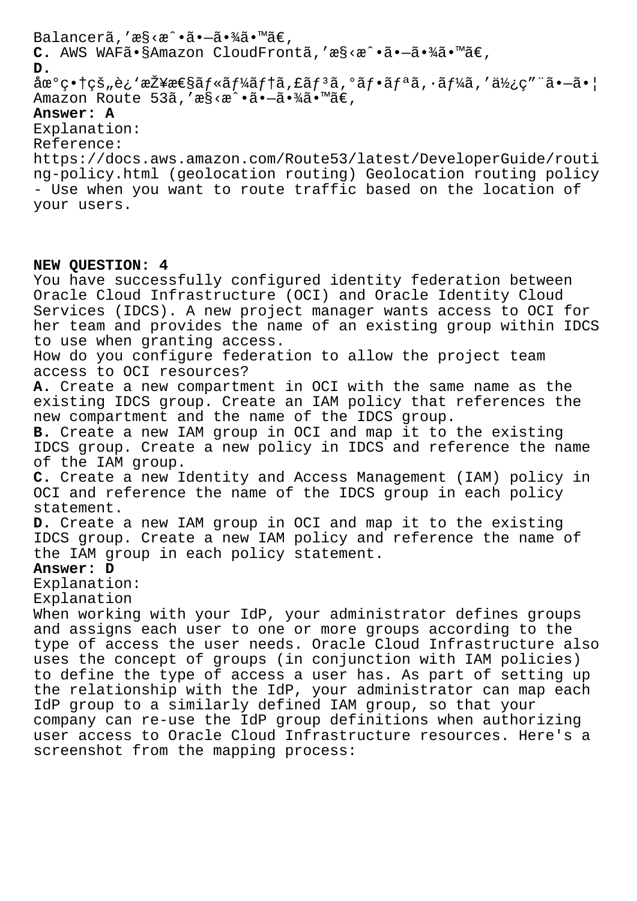Balancerã,'æ§‹æˆ•ã•—ã•¾ã•™ã€‚
**C.** AWS WAFã•§Amazon CloudFrontã,'æ§‹æˆ•ã•—ã•¾ã•™ã€‚
**D.**
åœ°ç•†çš„è¿'æŽ¥æ€§ãƒ«ãƒ¼ãƒ†ã,£ãƒ³ã,°ãƒ•ãƒªã,·ãƒ¼ã,'ä½¿ç"¨ã•—ã•¦
Amazon Route 53ã,'æ§‹æˆ•ã•—ã•¾ã•™ã€‚
**Answer: A**
Explanation:
Reference:
https://docs.aws.amazon.com/Route53/latest/DeveloperGuide/routing-policy.html (geolocation routing) Geolocation routing policy - Use when you want to route traffic based on the location of your users.

**NEW QUESTION: 4**
You have successfully configured identity federation between Oracle Cloud Infrastructure (OCI) and Oracle Identity Cloud Services (IDCS). A new project manager wants access to OCI for her team and provides the name of an existing group within IDCS to use when granting access.
How do you configure federation to allow the project team access to OCI resources?
**A.** Create a new compartment in OCI with the same name as the existing IDCS group. Create an IAM policy that references the new compartment and the name of the IDCS group.
**B.** Create a new IAM group in OCI and map it to the existing IDCS group. Create a new policy in IDCS and reference the name of the IAM group.
**C.** Create a new Identity and Access Management (IAM) policy in OCI and reference the name of the IDCS group in each policy statement.
**D.** Create a new IAM group in OCI and map it to the existing IDCS group. Create a new IAM policy and reference the name of the IAM group in each policy statement.
**Answer: D**
Explanation:
Explanation
When working with your IdP, your administrator defines groups and assigns each user to one or more groups according to the type of access the user needs. Oracle Cloud Infrastructure also uses the concept of groups (in conjunction with IAM policies) to define the type of access a user has. As part of setting up the relationship with the IdP, your administrator can map each IdP group to a similarly defined IAM group, so that your company can re-use the IdP group definitions when authorizing user access to Oracle Cloud Infrastructure resources. Here's a screenshot from the mapping process: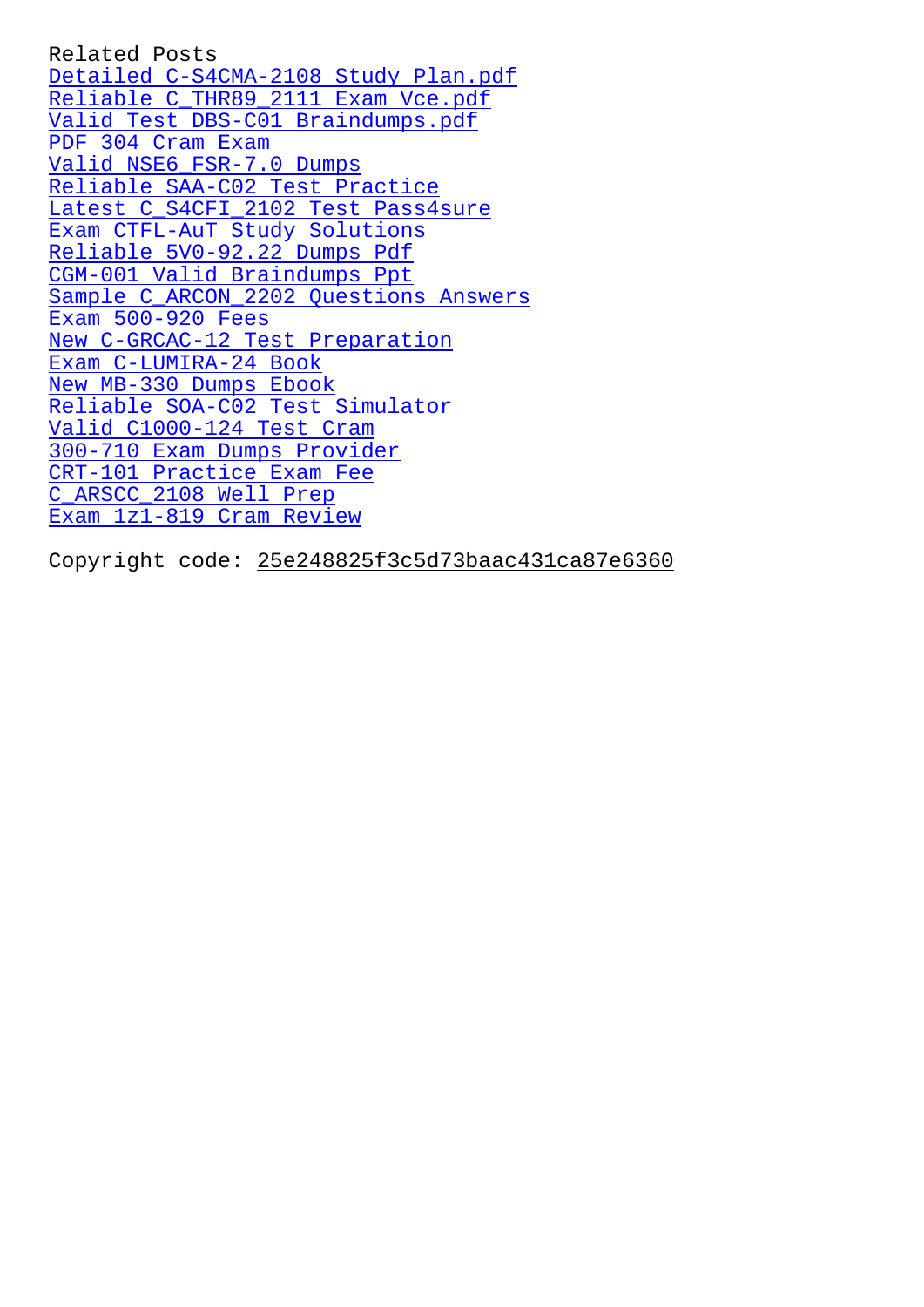Related Posts

Detailed C-S4CMA-2108 Study Plan.pdf
Reliable C_THR89_2111 Exam Vce.pdf
Valid Test DBS-C01 Braindumps.pdf
PDF 304 Cram Exam
Valid NSE6_FSR-7.0 Dumps
Reliable SAA-C02 Test Practice
Latest C_S4CFI_2102 Test Pass4sure
Exam CTFL-AuT Study Solutions
Reliable 5V0-92.22 Dumps Pdf
CGM-001 Valid Braindumps Ppt
Sample C_ARCON_2202 Questions Answers
Exam 500-920 Fees
New C-GRCAC-12 Test Preparation
Exam C-LUMIRA-24 Book
New MB-330 Dumps Ebook
Reliable SOA-C02 Test Simulator
Valid C1000-124 Test Cram
300-710 Exam Dumps Provider
CRT-101 Practice Exam Fee
C_ARSCC_2108 Well Prep
Exam 1z1-819 Cram Review

Copyright code: 25e248825f3c5d73baac431ca87e6360